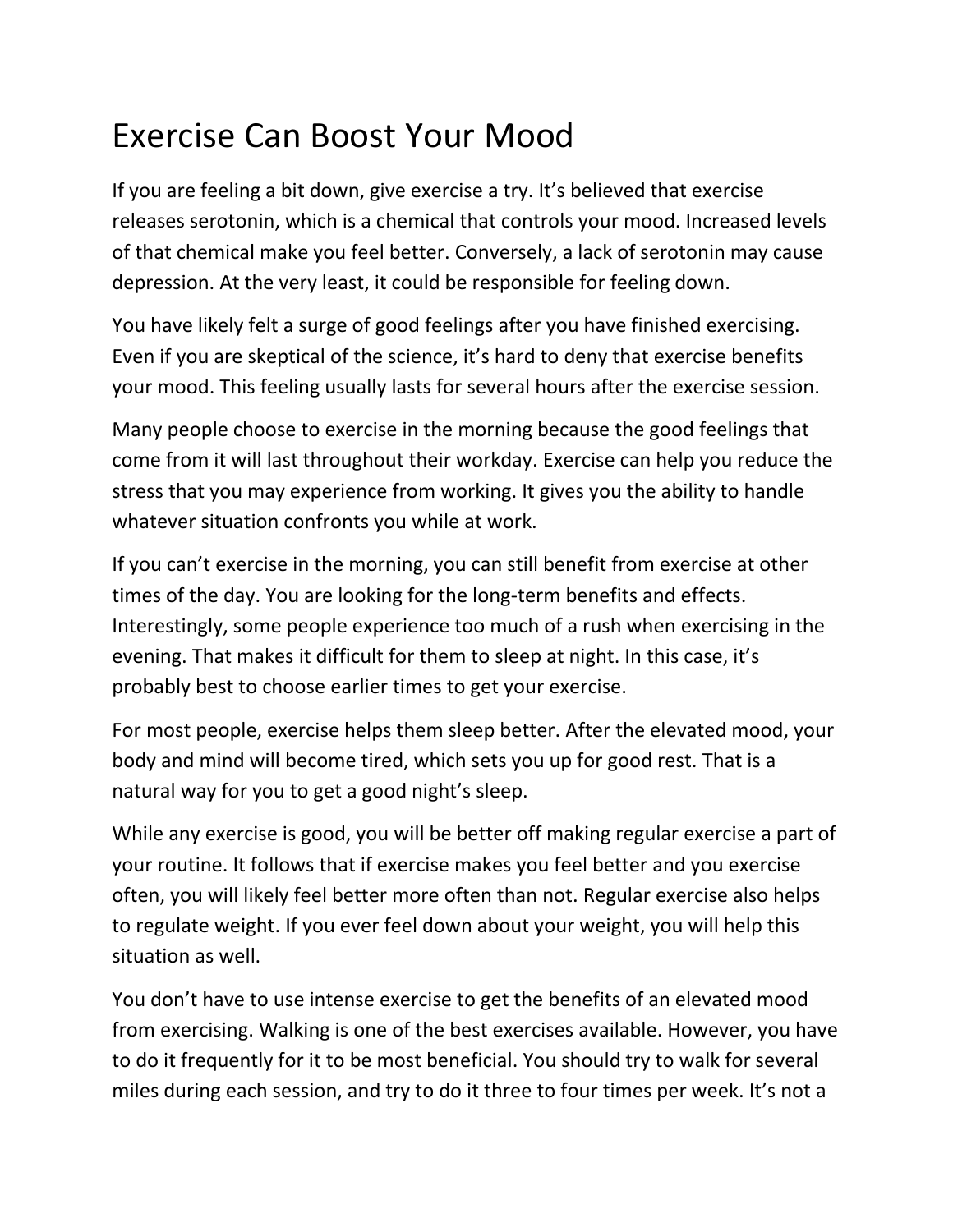# Exercise Can Boost Your Mood

If you are feeling a bit down, give exercise a try. It's believed that exercise releases serotonin, which is a chemical that controls your mood. Increased levels of that chemical make you feel better. Conversely, a lack of serotonin may cause depression. At the very least, it could be responsible for feeling down.

You have likely felt a surge of good feelings after you have finished exercising. Even if you are skeptical of the science, it's hard to deny that exercise benefits your mood. This feeling usually lasts for several hours after the exercise session.

Many people choose to exercise in the morning because the good feelings that come from it will last throughout their workday. Exercise can help you reduce the stress that you may experience from working. It gives you the ability to handle whatever situation confronts you while at work.

If you can't exercise in the morning, you can still benefit from exercise at other times of the day. You are looking for the long-term benefits and effects. Interestingly, some people experience too much of a rush when exercising in the evening. That makes it difficult for them to sleep at night. In this case, it's probably best to choose earlier times to get your exercise.

For most people, exercise helps them sleep better. After the elevated mood, your body and mind will become tired, which sets you up for good rest. That is a natural way for you to get a good night's sleep.

While any exercise is good, you will be better off making regular exercise a part of your routine. It follows that if exercise makes you feel better and you exercise often, you will likely feel better more often than not. Regular exercise also helps to regulate weight. If you ever feel down about your weight, you will help this situation as well.

You don't have to use intense exercise to get the benefits of an elevated mood from exercising. Walking is one of the best exercises available. However, you have to do it frequently for it to be most beneficial. You should try to walk for several miles during each session, and try to do it three to four times per week. It's not a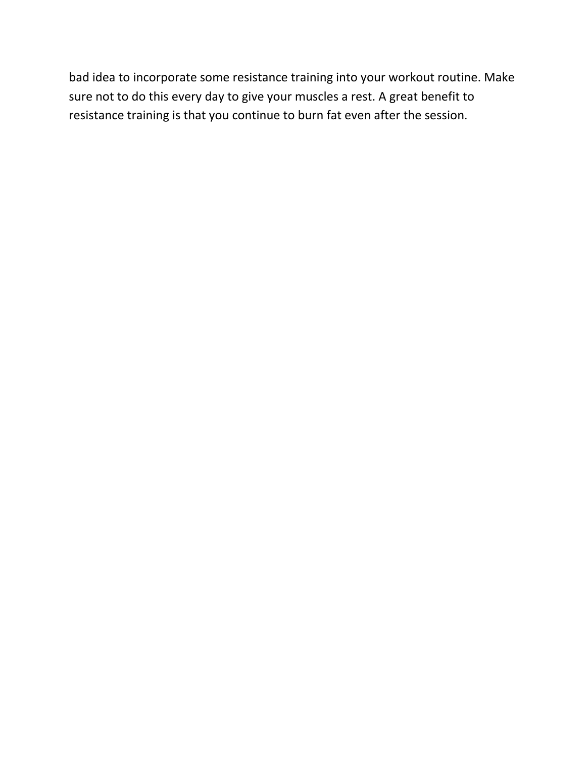bad idea to incorporate some resistance training into your workout routine. Make sure not to do this every day to give your muscles a rest. A great benefit to resistance training is that you continue to burn fat even after the session.